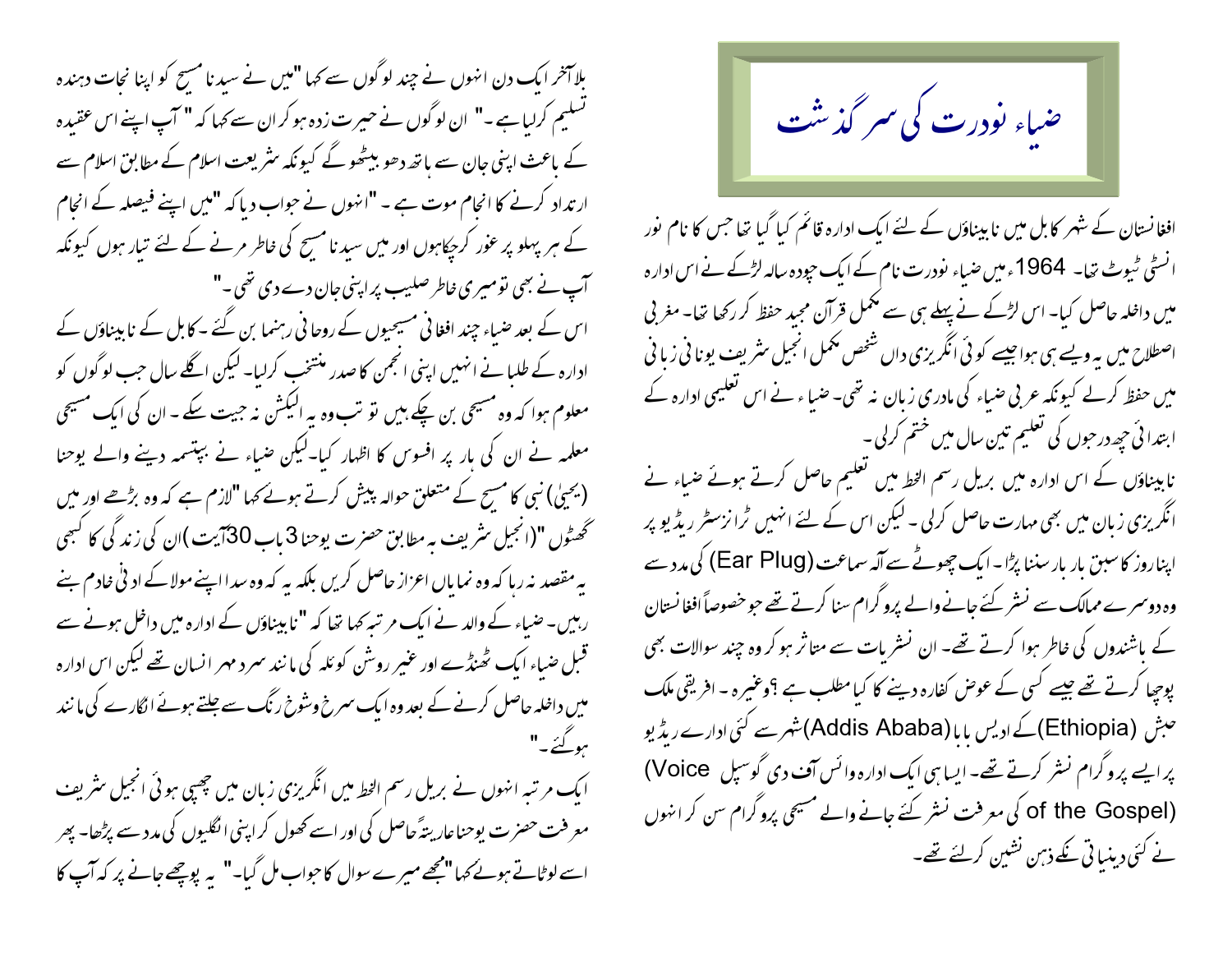# ضیاء نودرت کی سرگذشت

افغانستان کے شہر کابل میں نابیناؤں کے لئے ایک ادارہ قائم کیا گیا تھا جس کا نام نور انسٹی ٹیوٹ تھا۔ 1964ء میں ضیاء نودرت نام کے ایک چودہ سالہ لڑکے نے اس ادارہ میں داخلہ حاصل کیا۔ اس لڑکے نے پہلے ہی سے مکمل قرآن مجید حفظ کر رکھا تھا۔ مغربی اصطلاح میں یہ ویسے ہی ہوا جیسے کوئی انگریزی داں شخص مکمل انجیل شریف یونانی زبانی میں حفظ کرلے کیونکہ عربی ضیاء کی مادری زبان نہ تھی۔ ضیاء نے اس تعلیمی ادارہ کے ابتدائی چھ درجوں کی تعلیم تین سال میں ختم کر لی۔

نابیناؤں کے اس ادارہ میں بریل رسم الخط میں تعلیم حاصل کرتے ہوئے ضیاء نے انگریزی زبان میں بھی مہارت حاصل کر لی۔ لیکن اس کے لئے انہیں ٹرانزسٹر ریڈیو پر اپنا روز کا سبق بار بار سننا پڑا۔ ایک چھوٹے سے آلہ سماعت (Ear Plug) کی مدد سے وہ دوسرے ممالک سے نشر کئے جانے والے پروگرام سنا کرتے تھے جو خصوصاً افغانستان کے باشندوں کی خاطر ہوا کرتے تھے۔ ان نشریات سے متاثر ہو کر وہ چند سوالات بھی پوچھا کرتے تھے جیسے کسی کے عوض کفارہ دینے کا کیا مطلب ہے؟ وغیرہ۔ افریقی ملک حبش (Ethiopia) کے ادیس بابا (Addis Ababa) شہر سے کئی ادارے ریڈیو پر ایسے پروگرام نشر کرتے تھے۔ ایسا ہی ایک ادارہ وائس آف دی گوسپل (Voice of the Gospel) کی معرفت نشر کئے جانے والے مسیحی پروگرام سن کر انہوں نے کئی دینیاتی نکتے ذہن نشین کرلئے تھے۔

ایک مرتبہ انہوں نے بریل رسم الخط میں انگریزی زبان میں چھپی ہوئی انجیل شریف معرفت حضرت یوحنا عاریتاً حاصل کی اور اسے کھول کر اپنی انگلیوں کی مدد سے پڑھا۔ پھر اسے لوٹاتے ہوئے کہا "مجھے میرے سوال کا جواب مل گیا۔" یہ پوچھے جانے پر کہ آپ کا

بلاآخر ایک دن انہوں نے چند لوگوں سے کہا "میں نے سیدنا مسیح کو اپنا نجات دہندہ تسلیم کرلیا ہے۔" ان لوگوں نے حیرت زدہ ہو کر ان سے کہا کہ " آپ اپنے اس عقیدہ کے باعث اپنی جان سے ہاتھ دھو بیٹھو گے کیونکہ شریعت اسلام کے مطابق اسلام سے ارتداد کرنے کا انجام موت ہے۔" انہوں نے جواب دیا کہ "میں اپنے فیصلہ کے انجام کے ہر پہلو پر غور کرچکاہوں اور میں سیدنا مسیح کی خاطر مرنے کے لئے تیار ہوں کیونکہ آپ نے بھی تو میری خاطر صلیب پر اپنی جان دے دی تھی۔"

اس کے بعد ضیاء چند افغانی مسیحیوں کے روحانی رہنما بن گئے۔ کابل کے نابیناؤں کے ادارہ کے طلبا نے انہیں اپنی انجمن کا صدر منتخب کرلیا۔ لیکن اگلے سال جب لوگوں کو معلوم ہوا کہ وہ مسیحی بن چکے ہیں تو تب وہ یہ الیکشن نہ جیت سکے۔ ان کی ایک مسیحی معلمہ نے ان کی ہار پر افسوس کا اظہار کیا۔ لیکن ضیاء نے بپتسمہ دینے والے یوحنا (یحییٰ) نبی کا مسیح کے متعلق حوالہ پیش کرتے ہوئے کہا "لازم ہے کہ وہ بڑھے اور میں گھٹوں "(انجیل شریف بہ مطابق حضرت یوحنا 3 باب 30آیت) ان کی زندگی کا کبھی یہ مقصد نہ رہا کہ وہ نمایاں اعزاز حاصل کریں بلکہ یہ کہ وہ سدا اپنے مولا کے ادنیٰ خادم بنے رہیں۔ ضیاء کے والد نے ایک مرتبہ کہا تھا کہ "نابیناؤں کے ادارہ میں داخل ہونے سے قبل ضیاء ایک ٹھنڈے اور غیر روشن کوئلہ کی مانند سرد مہر انسان تھے لیکن اس ادارہ میں داخلہ حاصل کرنے کے بعد وہ ایک سرخ و شوخ رنگ سے جلتے ہوئے انگارے کی مانند ہوگئے۔"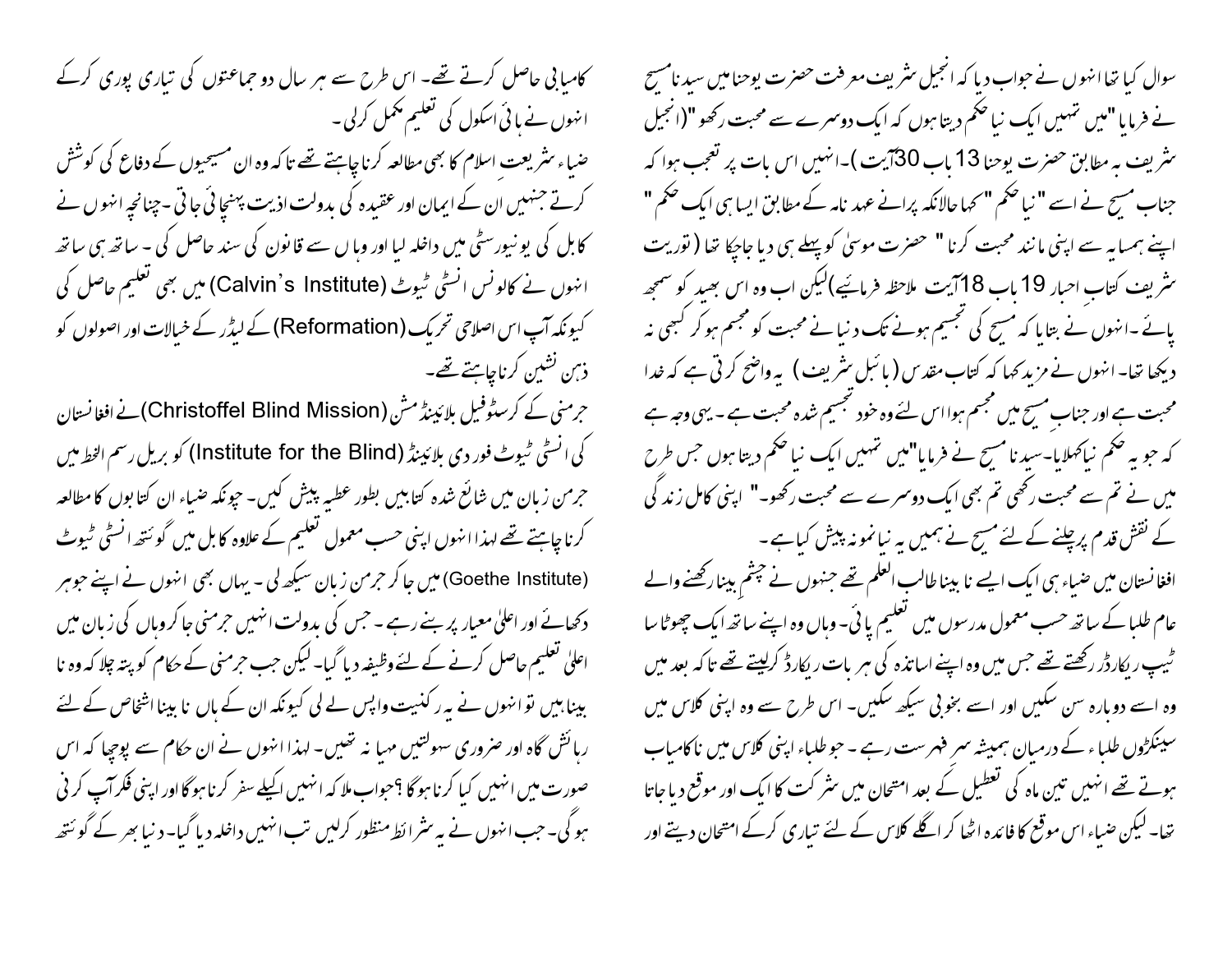سوال کیا تھا انہوں نے جواب دیا کہ انجیل شریف معرفت حضرت یوحنا میں سیدنا مسیح نے فرمایا "میں تمہیں ایک نیا حکم دیتا ہوں کہ ایک دوسرے سے محبت رکھو" (انجیل شریف بہ مطابق حضرت یوحنا 13 باب 30 آیت)۔ انہیں اس بات پر تعجب ہوا کہ جناب مسیح نے اسے "نیا حکم" کہا حالانکہ پرانے عہد نامہ کے مطابق ایسا ہی ایک حکم "اپنے ہمسایہ سے اپنی مانند محبت کرنا" حضرت موسیٰ کو پہلے ہی دیا جاچکا تھا (توریت شریف کتابِ احبار 19 باب 18 آیت ملاحظہ فرمائیے) لیکن اب وہ اس بھید کو سمجھ پائے۔ انہوں نے بتایا کہ مسیح کی تجسیم ہونے تک دنیا نے محبت کو مجسم ہو کر کبھی نہ دیکھا تھا۔ انہوں نے مزید کہا کہ کتاب مقدس (بائبل شریف) یہ واضح کرتی ہے کہ خدا محبت ہے اور جناب مسیح میں مجسم ہوا اس لئے وہ خود تجسیم شدہ محبت ہے۔ یہی وجہ ہے کہ جو یہ حکم نیا کہلایا۔ سیدنا مسیح نے فرمایا "میں تمہیں ایک نیا حکم دیتا ہوں جس طرح میں نے تم سے محبت رکھی تم بھی ایک دوسرے سے محبت رکھو۔" اپنی کامل زندگی کے نقش قدم پر چلنے کے لئے مسیح نے ہمیں یہ نیا نمونہ پیش کیا ہے۔

افغانستان میں ضیاء ہی ایک ایسے نابینا طالب العلم تھے جنہوں نے چشمِ بینا رکھنے والے عام طلبا کے ساتھ حسب معمول مدرسوں میں تعلیم پائی۔ وہاں وہ اپنے ساتھ ایک چھوٹا سا ٹیپ ریکارڈر رکھتے تھے جس میں وہ اپنے اساتذہ کی ہر بات ریکارڈ کرلیتے تھے تاکہ بعد میں وہ اسے دوبارہ سن سکیں اور اسے بخوبی سیکھ سکیں۔ اس طرح سے وہ اپنی کلاس میں سینکڑوں طلباء کے درمیان ہمیشہ سر فہرست رہے۔ جو طلباء اپنی کلاس میں ناکامیاب ہوتے تھے انہیں تین ماہ کی تعطیل کے بعد امتحان میں شرکت کا ایک اور موقع دیا جاتا تھا۔ لیکن ضیاء اس موقع کا فائدہ اٹھا کر اگلے کلاس کے لئے تیاری کرکے امتحان دیتے اور کامیابی حاصل کرتے تھے۔ اس طرح سے ہر سال دو جماعتوں کی تیاری پوری کرکے انہوں نے ہائی اسکول کی تعلیم مکمل کرلی۔

ضیاء شریعت اسلام کا بھی مطالعہ کرنا چاہتے تھے تاکہ وہ ان مسیحیوں کے دفاع کی کوشش کرتے جنہیں اُن کے ایمان اور عقیدہ کی بدولت اذیت پہنچائی جاتی۔ چنانچہ انہوں نے کابل کی یونیورسٹی میں داخلہ لیا اور وہاں سے قانون کی سند حاصل کی۔ ساتھ ہی ساتھ انہوں نے کالونس انسٹی ٹیوٹ (Calvin's Institute) میں بھی تعلیم حاصل کی کیونکہ آپ اس اصلاحی تحریک (Reformation) کے لیڈر کے خیالات اور اصولوں کو ذہن نشین کرنا چاہتے تھے۔

جرمنی کے کرسٹوفیل بلائینڈ مشن (Christoffel Blind Mission) نے افغانستان کی انسٹی ٹیوٹ فور دی بلائینڈ (Institute for the Blind) کو بریل رسم الخط میں جرمن زبان میں شائع شدہ کتابیں بطور عطیہ پیش کیں۔ چونکہ ضیاء ان کتابوں کا مطالعہ کرنا چاہتے تھے لہذا انہوں اپنی حسب معمول تعلیم کے علاوہ کابل میں گوئتھ انسٹی ٹیوٹ (Goethe Institute) میں جا کر جرمن زبان سیکھ لی۔ یہاں بھی انہوں نے اپنے جوہر دکھائے اور اعلیٰ معیار پر بنے رہے۔ جس کی بدولت انہیں جرمنی جا کر وہاں کی زبان میں اعلیٰ تعلیم حاصل کرنے کے لئے وظیفہ دیا گیا۔ لیکن جب جرمنی کے حکام کو پتہ چلا کہ وہ نابینا ہیں تو انہوں نے یہ رکنیت واپس لے لی کیونکہ ان کے ہاں نابینا اشخاص کے لئے رہائش گاہ اور ضروری سہولتیں مہیا نہ تھیں۔ لہذا انہوں نے ان حکام سے پوچھا کہ اس صورت میں انہیں کیا کرنا ہوگا؟ جواب ملا کہ انہیں اکیلے سفر کرنا ہوگا اور اپنی فکر آپ کرنی ہوگی۔ جب انہوں نے یہ شرائط منظور کرلیں تب انہیں داخلہ دیا گیا۔ دنیا بھر کے گوئتھ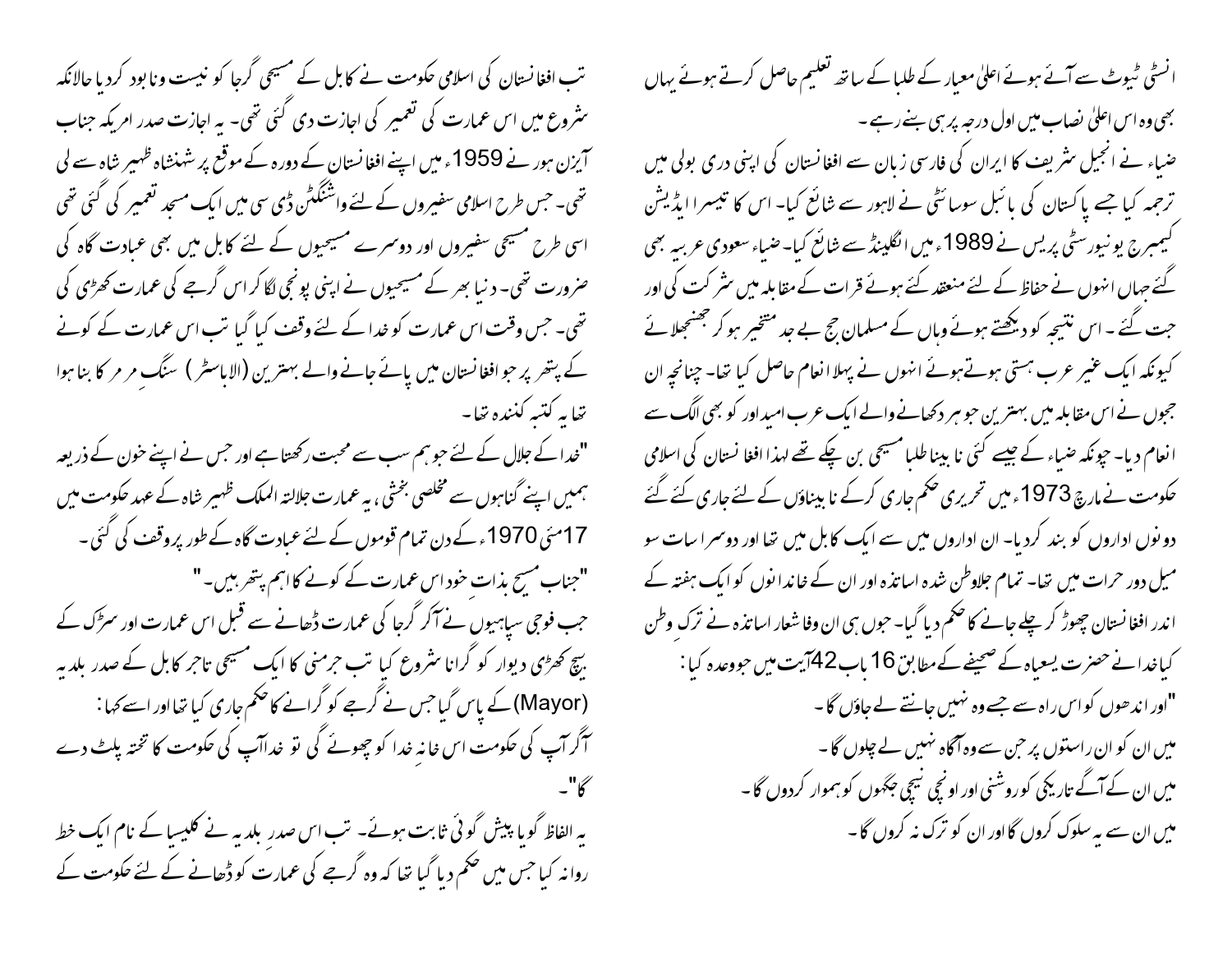انسٹی ٹیوٹ سے آئے ہوئے اعلیٰ معیار کے طلبا کے ساتھ تعلیم حاصل کرتے ہوئے یہاں بھی وہ اس اعلیٰ نصاب میں اول درجہ پر ہی بنے رہے۔

ضیاء نے انجیل شریف کا ایران کی فارسی زبان سے افغانستان کی اپنی دری بولی میں ترجمہ کیا جسے پاکستان کی بائبل سوسائٹی نے لاہور سے شائع کیا۔ اس کا تیسرا ایڈیشن کیمبرج یونیورسٹی پریس نے 1989ء میں انگلینڈ سے شائع کیا۔ ضیاء سعودی عربیہ بھی گئے جہاں انہوں نے حفاظ کے لئے منعقد کئے ہوئے قرات کے مقابلہ میں شرکت کی اور جت گئے ۔ اس نتیجہ کو دیکھتے ہوئے وہاں کے مسلمان جج بے حد متحیر ہو کر جھنجھلائے کیونکہ ایک غیر عرب ہستی ہوتے ہوئے انہوں نے پہلا انعام حاصل کیا تھا۔ چنانچہ ان ججوں نے اس مقابلہ میں بہترین جوہر دکھانے والے ایک عرب امیدوار کو بھی الگ سے انعام دیا۔ چونکہ ضیاء کے جیسے کئی نابینا طلبا مسیحی بن چکے تھے لہذا افغانستان کی اسلامی حکومت نے مارچ 1973ء میں تحریری حکم جاری کرکے نابیناؤں کے لئے جاری کئے گئے دونوں اداروں کو بند کردیا۔ ان اداروں میں سے ایک کابل میں تھا اور دوسرا سات سو میل دور حرات میں تھا۔ تمام جلاوطن شدہ اساتذہ اور ان کے خاندانوں کو ایک ہفتہ کے اندر افغانستان چھوڑ کر چلے جانے کا حکم دیا گیا۔ جوں ہی ان وفاشعار اساتذہ نے ترکِ وطن کیا خدا نے حضرت یسعیاہ کے صحیفے کے مطابق 16 باب 42 آیت میں جو وعدہ کیا :

"اور اندھوں کو اس راہ سے جسے وہ نہیں جانتے لے جاؤں گا۔
میں ان کو ان راستوں پر جن سے وہ آگاہ نہیں لے چلوں گا۔
میں ان کے آگے تاریکی کو روشنی اور اونچی نیچی جگہوں کو ہموار کردوں گا۔
میں ان سے یہ سلوک کروں گا اور ان کو ترک نہ کروں گا۔

تب افغانستان کی اسلامی حکومت نے کابل کے مسیحی گرجا کو نیست ونابود کردیا حالانکہ شروع میں اس عمارت کی تعمیر کی اجازت دی گئی تھی۔ یہ اجازت صدر امریکہ جناب آیزن ہور نے 1959ء میں اپنے افغانستان کے دورہ کے موقع پر شہنشاہ ظہیر شاہ سے لی تھی۔ جس طرح اسلامی سفیروں کے لئے واشنگٹن ڈی سی میں ایک مسجد تعمیر کی گئی تھی اسی طرح مسیحی سفیروں اور دوسرے مسیحیوں کے لئے کابل میں بھی عبادت گاہ کی ضرورت تھی۔ دنیا بھر کے مسیحیوں نے اپنی پونجی لگا کر اس گرجے کی عمارت کھڑی کی تھی۔ جس وقت اس عمارت کو خدا کے لئے وقف کیا گیا تب اس عمارت کے کونے کے پتھر پر جو افغانستان میں پائے جانے والے بہترین (الاباسٹر) سنگِ مرمر کا بنا ہوا تھا یہ کتبہ کندہ تھا۔

"خدا کے جلال کے لئے جو ہم سب سے محبت رکھتا ہے اور جس نے اپنے خون کے ذریعہ ہمیں اپنے گناہوں سے مخلصی بخشی، یہ عمارت جلالتہ الملک ظہیر شاہ کے عہد حکومت میں 17 مئی 1970ء کے دن تمام قوموں کے لئے عبادت گاہ کے طور پر وقف کی گئی۔
"جناب مسیح بذاتِ خود اس عمارت کے کونے کا اہم پتھر ہیں۔"

جب فوجی سپاہیوں نے آکر گرجا کی عمارت ڈھانے سے قبل اس عمارت اور سڑک کے بیچ کھڑی دیوار کو گرانا شروع کیا تب جرمنی کا ایک مسیحی تاجر کابل کے صدر بلدیہ (Mayor) کے پاس گیا جس نے گرجے کو گرانے کا حکم جاری کیا تھا اور اسے کہا:
آگر آپ کی حکومت اس خانہ خدا کو چھوئے گی تو خدا آپ کی حکومت کا تختہ پلٹ دے گا"۔

یہ الفاظ گویا پیش گوئی ثابت ہوئے۔ تب اس صدرِ بلدیہ نے کلیسیا کے نام ایک خط روانہ کیا جس میں حکم دیا گیا تھا کہ وہ گرجے کی عمارت کو ڈھانے کے لئے حکومت کے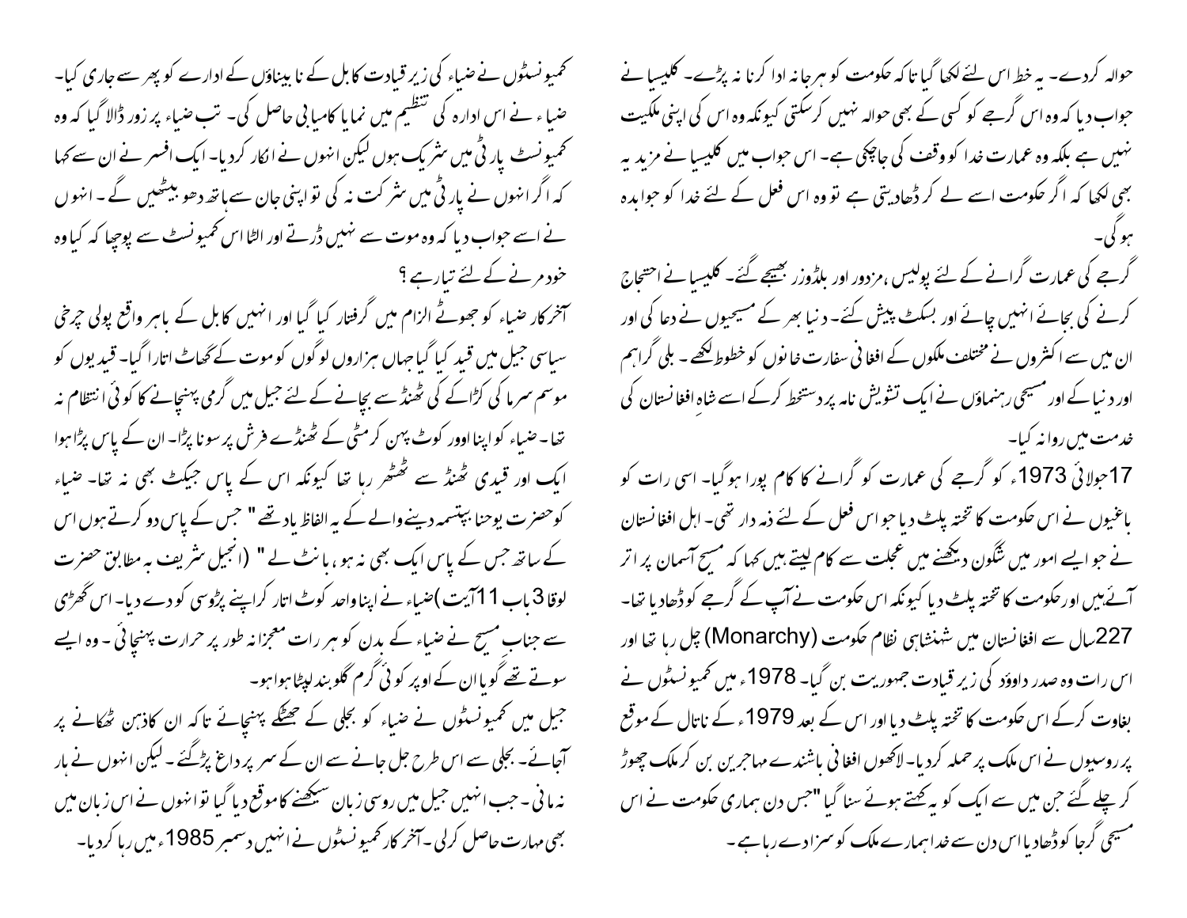حوالہ کردے۔ یہ خط اس لئے لکھا گیا تاکہ حکومت کو ہرجانہ ادا کرنا نہ پڑے۔ کلیسیا نے جواب دیا کہ وہ اس گرجے کو کسی کے بھی حوالہ نہیں کرسکتی کیونکہ وہ اس کی اپنی ملکیت نہیں ہے بلکہ وہ عمارت خدا کو وقف کی جاچکی ہے۔ اس جواب میں کلیسیا نے مزید یہ بھی لکھا کہ اگر حکومت اسے لے کر ڈھادیتی ہے تو وہ اس فعل کے لئے خدا کو جوابدہ ہوگی۔

گرجے کی عمارت گرانے کے لئے پولیس، مزدور اور بلڈوزر بھیجے گئے۔ کلیسیا نے احتجاج کرنے کی بجائے انہیں چائے اور بسکٹ پیش کئے۔ دنیا بھر کے مسیحیوں نے دعا کی اور ان میں سے اکثروں نے مختلف ملکوں کے افغانی سفارت خانوں کو خطوط لکھے۔ بلی گراہم اور دنیا کے اور مسیحی رہنماؤں نے ایک تشویش نامہ پر دستخط کرکے اسے شاہِ افغانستان کی خدمت میں روانہ کیا۔

17 جولائی 1973ء کو گرجے کی عمارت کو گرانے کا کام پورا ہوگیا۔ اسی رات کو باغیوں نے اس حکومت کا تختہ پلٹ دیا جو اس فعل کے لئے ذمہ دار تھی۔ اہل افغانستان نے جو ایسے امور میں شگون دیکھنے میں عجلت سے کام لیتے ہیں کہا کہ مسیح آسمان پر اتر آئے ہیں اور حکومت کا تختہ پلٹ دیا کیونکہ اس حکومت نے آپ کے گرجے کو ڈھادیا تھا۔ 227 سال سے افغانستان میں شہنشاہی نظام حکومت (Monarchy) چل رہا تھا اور اس رات وہ صدر داوؤد کی زیر قیادت جمہوریت بن گیا۔ 1978ء میں کمیونسٹوں نے بغاوت کرکے اس حکومت کا تختہ پلٹ دیا اور اس کے بعد 1979ء کے ناتال کے موقع پر روسیوں نے اس ملک پر حملہ کردیا۔ لاکھوں افغانی باشندے مہاجرین بن کر ملک چھوڑ کر چلے گئے جن میں سے ایک کو یہ کہتے ہوئے سنا گیا "جس دن ہماری حکومت نے اس مسیحی گرجا کو ڈھادیا اس دن سے خدا ہمارے ملک کو سزا دے رہا ہے۔

کمیونسٹوں نے ضیاء کی زیر قیادت کابل کے نابیناؤں کے ادارے کو پھر سے جاری کیا۔ ضیاء نے اس ادارہ کی تنظیم میں نمایا کامیابی حاصل کی۔ تب ضیاء پر زور ڈالا گیا کہ وہ کمیونسٹ پارٹی میں شریک ہوں لیکن انہوں نے انکار کردیا۔ ایک افسر نے ان سے کہا کہ اگر انہوں نے پارٹی میں شرکت نہ کی تو اپنی جان سے ہاتھ دھو بیٹھیں گے۔ انہوں نے اسے جواب دیا کہ وہ موت سے نہیں ڈرتے اور الٹا اس کمیونسٹ سے پوچھا کہ کیا وہ خود مرنے کے لئے تیار ہے؟

آخر کار ضیاء کو جھوٹے الزام میں گرفتار کیا گیا اور انہیں کابل کے باہر واقع پولی چرخی سیاسی جیل میں قید کیا گیا جہاں ہزاروں لوگوں کو موت کے گھاٹ اتارا گیا۔ قیدیوں کو موسم سرما کی کڑاکے کی ٹھنڈ سے بچانے کے لئے جیل میں گرمی پہنچانے کا کوئی انتظام نہ تھا۔ ضیاء کو اپنا اوور کوٹ پہن کر مٹی کے ٹھنڈے فرش پر سونا پڑا۔ ان کے پاس پڑا ہوا ایک اور قیدی ٹھنڈ سے ٹھٹھر رہا تھا کیونکہ اس کے پاس جیکٹ بھی نہ تھا۔ ضیاء کو حضرت یوحنا بپتسمہ دینے والے کے یہ الفاظ یاد تھے " جس کے پاس دو کرتے ہوں اس کے ساتھ جس کے پاس ایک بھی نہ ہو، بانٹ لے " (انجیل شریف بہ مطابق حضرت لوقا 3 باب 11 آیت) ضیاء نے اپنا واحد کوٹ اتار کر اپنے پڑوسی کو دے دیا۔ اس گھڑی سے جناب مسیح نے ضیاء کے بدن کو ہر رات معجزانہ طور پر حرارت پہنچائی۔ وہ ایسے سوتے تھے گویا ان کے اوپر کوئی گرم گلوبند لپٹا ہوا ہو۔

جیل میں کمیونسٹوں نے ضیاء کو بجلی کے جھٹکے پہنچائے تاکہ ان کا ذہن ٹھکانے پر آجائے۔ بجلی سے اس طرح جل جانے سے ان کے سر پر داغ پڑگئے۔ لیکن انہوں نے ہار نہ مانی۔ جب انہیں جیل میں روسی زبان سیکھنے کا موقع دیا گیا تو انہوں نے اس زبان میں بھی مہارت حاصل کرلی۔ آخر کار کمیونسٹوں نے انہیں دسمبر 1985ء میں رہا کردیا۔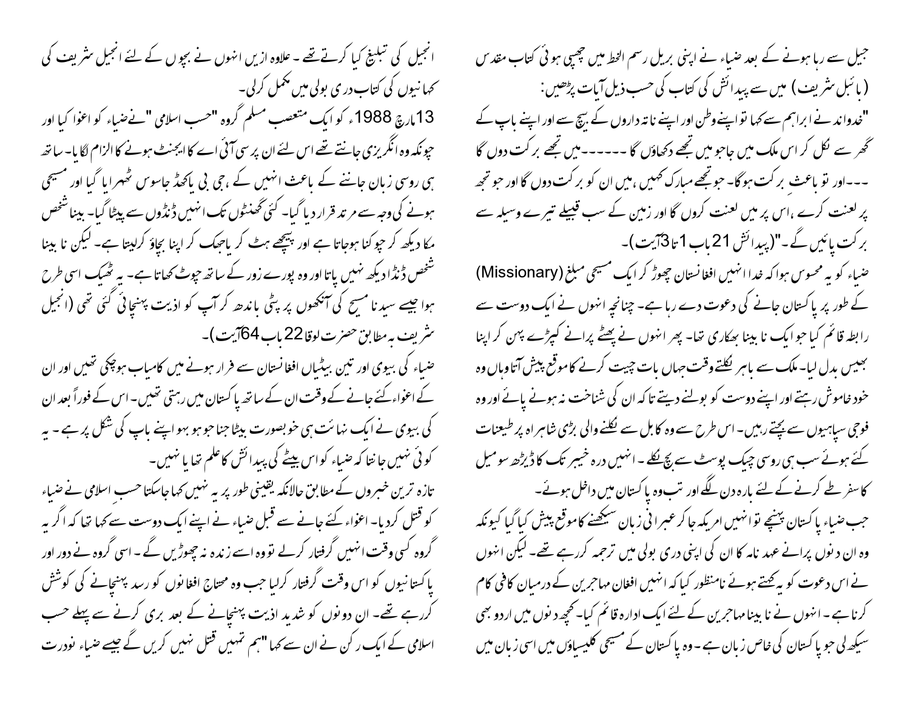جیل سے رہا ہونے کے بعد ضیاء نے اپنی بریل رسم الخط میں چھپی ہوئی کتاب مقدس (بائبل شریف) میں سے پیدائش کی کتاب کی حسب ذیل آیات پڑھیں:

"خداوند نے ابراہم سے کہا تو اپنے وطن اور اپنے ناتہ داروں کے بیچ سے اور اپنے باپ کے گھر سے نکل کر اس ملک میں جاجو میں تجھے دکھاؤں گا ------میں تجھے برکت دوں گا ---اور تو باعث برکت ہوگا۔ جو تجھے مبارک کہیں ،میں ان کو برکت دوں گا اور جو تجھ پر لعنت کرے ،اس پر میں لعنت کروں گا اور زمین کے سب قبیلے تیرے وسیلہ سے برکت پائیں گے۔"(پیدائش 21 باب 1 تا 3آیت)۔

ضیاء کو یہ محسوس ہوا کہ خدا انہیں افغانستان چھوڑ کر ایک مسیحی مبلغ (Missionary) کے طور پر پاکستان جانے کی دعوت دے رہا ہے۔ چنانچہ انہوں نے ایک دوست سے رابطہ قائم کیا جو ایک نابینا بھکاری تھا۔ پھر انہوں نے پھٹے پرانے کپڑے پہن کر اپنا بھیس بدل لیا۔ ملک سے باہر نکلتے وقت جہاں بات چیت کرنے کا موقع پیش آتا وہاں وہ خود خاموش رہتے اور اپنے دوست کو بولنے دیتے تاکہ ان کی شناخت نہ ہونے پائے اور وہ فوجی سپاہیوں سے بچتے رہیں۔ اس طرح سے وہ کابل سے نکلنے والی بڑی شاہراہ پر طیعنات کئے ہوئے سب ہی روسی چیک پوسٹ سے بچ نکلے۔ انہیں درہ خیبر تک کا ڈیڑھ سو میل کا سفر طے کرنے کے لئے بارہ دن لگے اور تب وہ پاکستان میں داخل ہوئے۔

جب ضیاء پاکستان پہنچے تو انہیں امریکہ جا کر عبرانی زبان سیکھنے کا موقع پیش کیا گیا کیونکہ وہ ان دنوں پرانے عہد نامہ کا ان کی اپنی دری بولی میں ترجمہ کر رہے تھے۔ لیکن انہوں نے اس دعوت کو یہ کہتے ہوئے نامنظور کیا کہ انہیں افغان مہاجرین کے درمیان کافی کام کرنا ہے۔ انہوں نے نابینا مہاجرین کے لئے ایک ادارہ قائم کیا۔ کچھ دنوں میں اردو بھی سیکھ لی جو پاکستان کی خاص زبان ہے۔ وہ پاکستان کے مسیحی کلیسیاؤں میں اسی زبان میں انجیل کی تبلیغ کیا کرتے تھے۔ علاوہ ازیں انہوں نے بچوں کے لئے انجیل شریف کی کہانیوں کی کتاب دری بولی میں مکمل کرلی۔

13مارچ 1988ء کو ایک متعصب مسلم گروہ "حسب اسلامی "نے ضیاء کو اغوا کیا اور چونکہ وہ انگریزی جانتے تھے اس لئے ان پر سی آئی اے کا ایجنٹ ہونے کا الزام لگایا۔ ساتھ ہی روسی زبان جاننے کے باعث انہیں کے،جی بی یا کھڈ جاسوس ٹھہرایا گیا اور مسیحی ہونے کی وجہ سے مرتد قرار دیا گیا۔ کئی گھنٹوں تک انہیں ڈنڈوں سے پیٹا گیا۔ بینا شخص مکا دیکھ کر چوکنا ہوجاتا ہے اور پیچھے ہٹ کر یا جھک کر اپنا بچاؤ کرلیتا ہے۔ لیکن نابینا شخص ڈنڈا دیکھ نہیں پاتا اور وہ پورے زور کے ساتھ چوٹ کھاتا ہے۔ یہ ٹھیک اسی طرح ہوا جیسے سیدنا مسیح کی آنکھوں پر پٹی باندھ کر آپ کو اذیت پہنچائی گئی تھی (انجیل شریف بہ مطابق حضرت لوقا 22 باب 64آیت)۔

ضیاء کی بیوی اور تین بیٹیاں افغانستان سے فرار ہونے میں کامیاب ہوچکی تھیں اور ان کے اغواء کئے جانے کے وقت ان کے ساتھ پاکستان میں رہتی تھیں۔ اس کے فوراً بعد ان کی بیوی نے ایک نہایت ہی خوبصورت بیٹا جنا جو ہو بہو اپنے باپ کی شکل پر ہے۔ یہ کوئی نہیں جانتا کہ ضیاء کو اس بیٹے کی پیدائش کا علم تھا یا نہیں۔

تازہ ترین خبروں کے مطابق حالانکہ یقینی طور پر یہ نہیں کہا جاسکتا حسب اسلامی نے ضیاء کو قتل کردیا۔ اغواء کئے جانے سے قبل ضیاء نے اپنے ایک دوست سے کہا تھا کہ اگر یہ گروہ کسی وقت انہیں گرفتار کرلے تو وہ اسے زندہ نہ چھوڑیں گے۔ اسی گروہ نے دور اور پاکستانیوں کو اس وقت گرفتار کرلیا جب وہ محتاج افغانوں کو رسد پہنچانے کی کوشش کر رہے تھے۔ ان دونوں کو شدید اذیت پہنچانے کے بعد بری کرنے سے پہلے حسب اسلامی کے ایک رکن نے ان سے کہا "ہم تمہیں قتل نہیں کریں گے جیسے ضیاء نودرت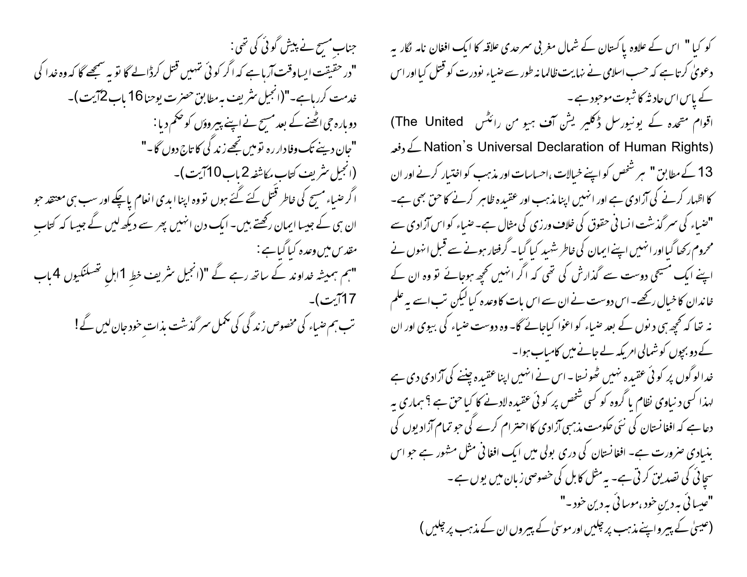کو کیا" اس کے علاوہ پاکستان کے شمال مغربی سرحدی علاقہ کا ایک افغان نامہ نگار یہ دعویٰ کرتا ہے کہ حسب اسلامی نے نہایت ظالمانہ طور سے ضیاء نودرت کو قتل کیا اور اس کے پاس اس حادثہ کا ثبوت موجود ہے۔

اقوام متحدہ کے یونیورسل ڈکلیریشن آف ہیومن رائٹس (The United Nation's Universal Declaration of Human Rights) کے دفعہ 13 کے مطابق " ہر شخص کو اپنے خیالات ،احساسات اور مذہب کو اختیار کرنے اور ان کا اظہار کرنے کی آزادی ہے اور انہیں اپنا مذہب اور عقیدہ ظاہر کرنے کا حق بھی ہے۔" ضیاء کی سرگذشت انسانی حقوق کی خلاف ورزی کی مثال ہے۔ ضیاء کو اس آزادی سے محروم رکھا گیا اور انہیں اپنے ایمان کی خاطر شہید کیا گیا۔ گرفتار ہونے سے قبل انہوں نے اپنے ایک مسیحی دوست سے گذارش کی تھی کہ اگر انہیں کچھ ہوجائے تو وہ ان کے خاندان کا خیال رکھے۔ اس دوست نے ان سے اس بات کا وعدہ کیا لیکن تب اسے یہ علم نہ تھا کہ کچھ ہی دنوں کے بعد ضیاء کو اغوا کیاجائے گا۔ وہ دوست ضیاء کی بیوی اور ان کے دو بچوں کو شمالی امریکہ لے جانے میں کامیاب ہوا۔

خدا لوگوں پر کوئی عقیدہ نہیں ٹھونستا۔ اس نے انہیں اپنا عقیدہ چننے کی آزادی دی ہے لہذا کسی دنیاوی نظام یا گروہ کو کسی شخص پر کوئی عقیدہ لادنے کا کیا حق ہے ؟ ہماری یہ دعا ہے کہ افغانستان کی نئی حکومت مذہبی آزادی کا احترام کرے کی جو تمام آزادیوں کی بنیادی ضرورت ہے۔ افغانستان کی دری بولی میں ایک افغانی مثل مشہور ہے جو اس سچائی کی تصدیق کرتی ہے۔ یہ مثل کابل کی خصوصی زبان میں یوں ہے۔

"عیسائی بہ دینِ خود، موسائی بہ دین خود۔"

(عیسیٰ کے پیرو اپنے مذہب پر چلیں اور موسیٰ کے پیروں ان کے مذہب پر چلیں)

جنابِ مسیح نے پیش گوئی کی تھی:

"درحقیقت ایسا وقت آرہا ہے کہ اگر کوئی تمہیں قتل کرڈالے گا تو یہ سمجھے گا کہ وہ خدا کی خدمت کررہاہے۔"(انجیل شریف بہ مطابق حضرت یوحنا 16 باب 2آیت)۔

دوبارہ جی اٹھنے کے بعد مسیح نے اپنے پیروؤں کو حکم دیا:

"جان دینے تک وفادار رہ تو میں تجھے زندگی کا تاج دوں گا۔"

(انجیل شریف کتاب مکاشفہ 2 باب 10 آیت)۔

اگر ضیاء مسیح کی خاطر قتل کئے گئے ہوں تو وہ اپنا ابدی انعام پاچکے اور سب ہی معتقد جو ان ہی کے جیسا ایمان رکھتے ہیں۔ ایک دن انہیں پھر سے دیکھ لیں گے جیسا کہ کتابِ مقدس میں وعدہ کیا گیاہے:

"ہم ہمیشہ خداوند کے ساتھ رہیں گے "(انجیل شریف خطِ 1اہلِ تھسلنکیوں 4 باب 17آیت)۔

تب ہم ضیاء کی مخصوص زندگی کی مکمل سرگذشت بذاتِ خود جان لیں گے!